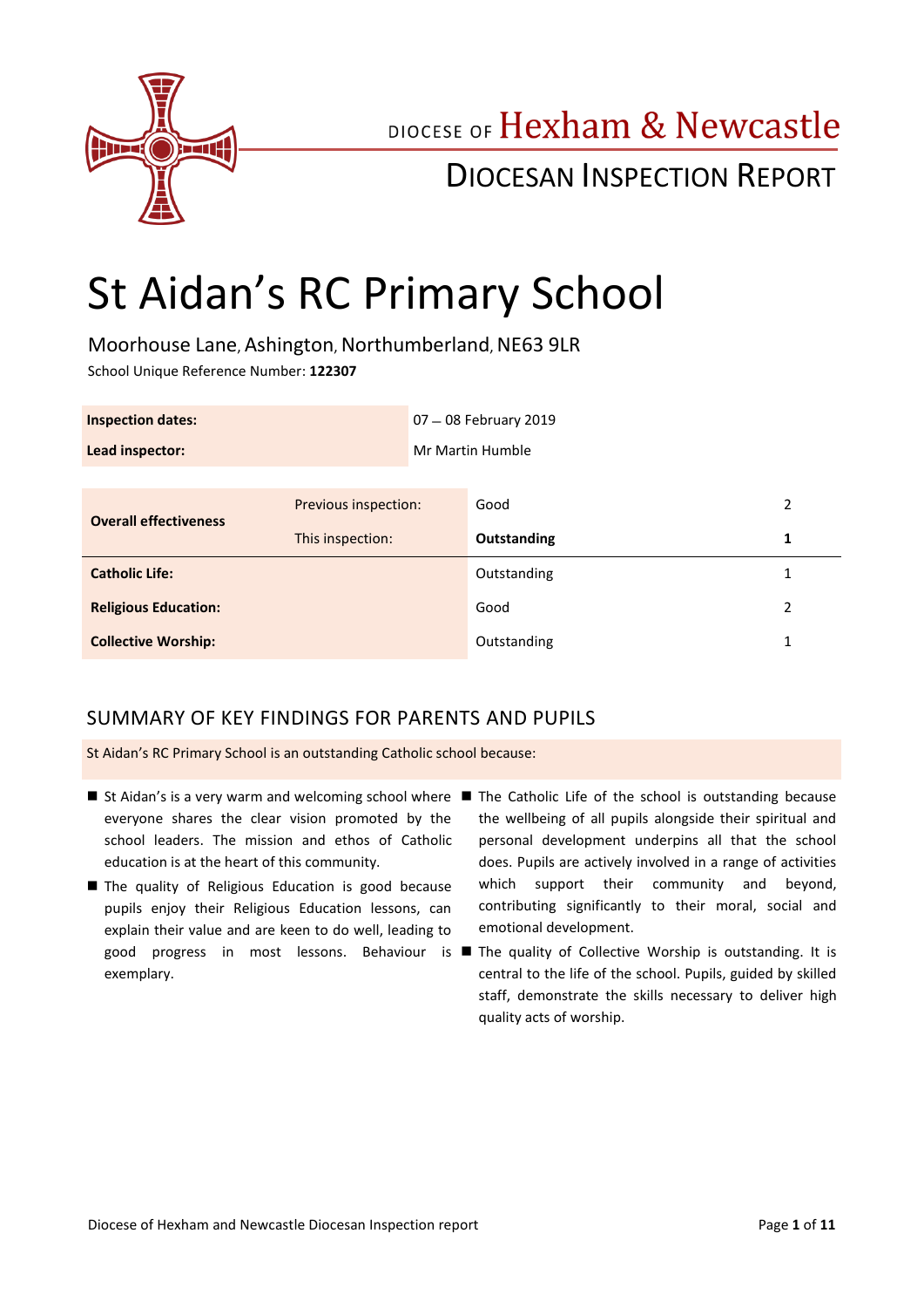DIOCESE OF Hexham & Newcastle

DIOCESAN INSPECTION REPORT

# St Aidan's RC Primary School

Moorhouse Lane, Ashington, Northumberland, NE63 9LR

School Unique Reference Number: **122307**

| | |
|---|---|
| **Inspection dates:** | 07 – 08 February 2019 |
| **Lead inspector:** | Mr Martin Humble |

| | | | |
|---|---|---|---|
| **Overall effectiveness** | Previous inspection: | Good | 2 |
| | This inspection: | **Outstanding** | **1** |
| **Catholic Life:** | | Outstanding | 1 |
| **Religious Education:** | | Good | 2 |
| **Collective Worship:** | | Outstanding | 1 |

## SUMMARY OF KEY FINDINGS FOR PARENTS AND PUPILS

St Aidan's RC Primary School is an outstanding Catholic school because:

- St Aidan's is a very warm and welcoming school where everyone shares the clear vision promoted by the school leaders. The mission and ethos of Catholic education is at the heart of this community.
- The quality of Religious Education is good because pupils enjoy their Religious Education lessons, can explain their value and are keen to do well, leading to good progress in most lessons. Behaviour is exemplary.
- The Catholic Life of the school is outstanding because the wellbeing of all pupils alongside their spiritual and personal development underpins all that the school does. Pupils are actively involved in a range of activities which support their community and beyond, contributing significantly to their moral, social and emotional development.
- The quality of Collective Worship is outstanding. It is central to the life of the school. Pupils, guided by skilled staff, demonstrate the skills necessary to deliver high quality acts of worship.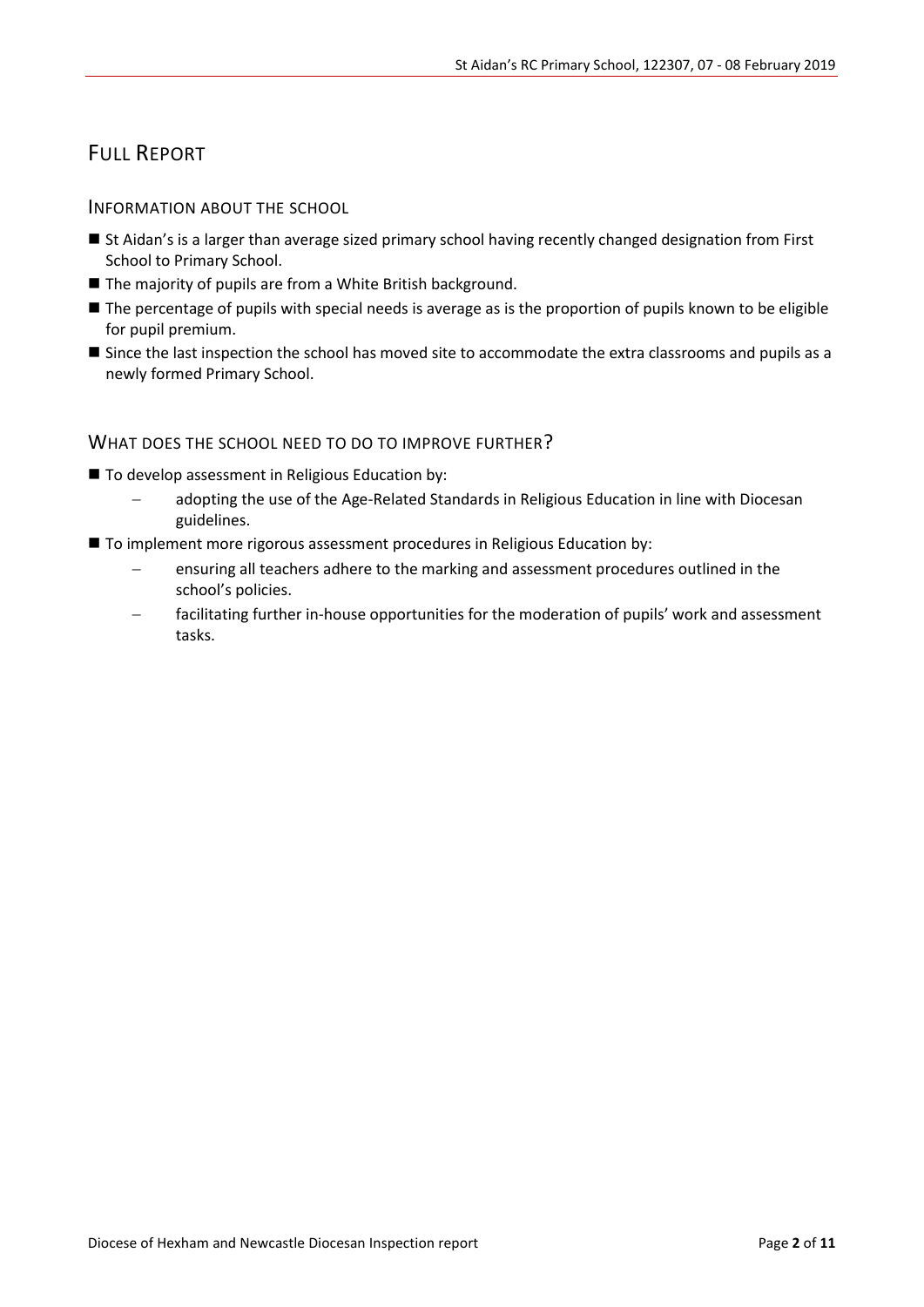# Full Report

## Information about the school

- St Aidan's is a larger than average sized primary school having recently changed designation from First School to Primary School.
- The majority of pupils are from a White British background.
- The percentage of pupils with special needs is average as is the proportion of pupils known to be eligible for pupil premium.
- Since the last inspection the school has moved site to accommodate the extra classrooms and pupils as a newly formed Primary School.

## What does the school need to do to improve further?

- To develop assessment in Religious Education by:
  - adopting the use of the Age-Related Standards in Religious Education in line with Diocesan guidelines.
- To implement more rigorous assessment procedures in Religious Education by:
  - ensuring all teachers adhere to the marking and assessment procedures outlined in the school's policies.
  - facilitating further in-house opportunities for the moderation of pupils' work and assessment tasks.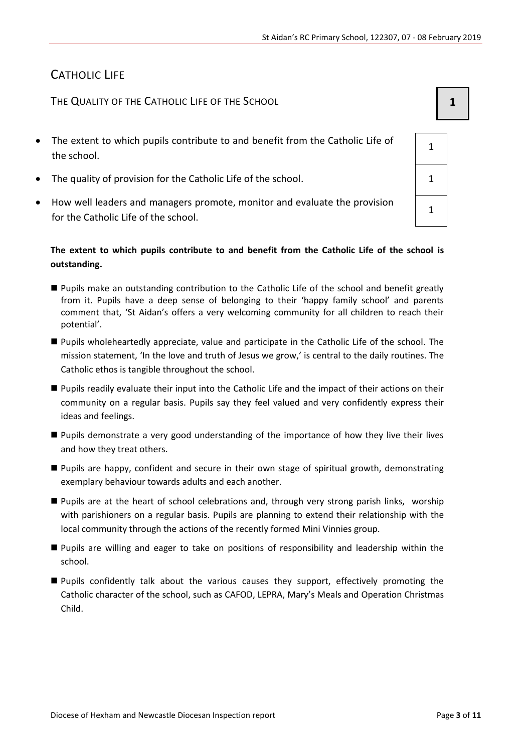# Catholic Life

## The Quality of the Catholic Life of the School **1**

| | |
|---|---|
| The extent to which pupils contribute to and benefit from the Catholic Life of the school. | 1 |
| The quality of provision for the Catholic Life of the school. | 1 |
| How well leaders and managers promote, monitor and evaluate the provision for the Catholic Life of the school. | 1 |

**The extent to which pupils contribute to and benefit from the Catholic Life of the school is outstanding.**

- Pupils make an outstanding contribution to the Catholic Life of the school and benefit greatly from it. Pupils have a deep sense of belonging to their 'happy family school' and parents comment that, 'St Aidan's offers a very welcoming community for all children to reach their potential'.
- Pupils wholeheartedly appreciate, value and participate in the Catholic Life of the school. The mission statement, 'In the love and truth of Jesus we grow,' is central to the daily routines. The Catholic ethos is tangible throughout the school.
- Pupils readily evaluate their input into the Catholic Life and the impact of their actions on their community on a regular basis. Pupils say they feel valued and very confidently express their ideas and feelings.
- Pupils demonstrate a very good understanding of the importance of how they live their lives and how they treat others.
- Pupils are happy, confident and secure in their own stage of spiritual growth, demonstrating exemplary behaviour towards adults and each another.
- Pupils are at the heart of school celebrations and, through very strong parish links, worship with parishioners on a regular basis. Pupils are planning to extend their relationship with the local community through the actions of the recently formed Mini Vinnies group.
- Pupils are willing and eager to take on positions of responsibility and leadership within the school.
- Pupils confidently talk about the various causes they support, effectively promoting the Catholic character of the school, such as CAFOD, LEPRA, Mary's Meals and Operation Christmas Child.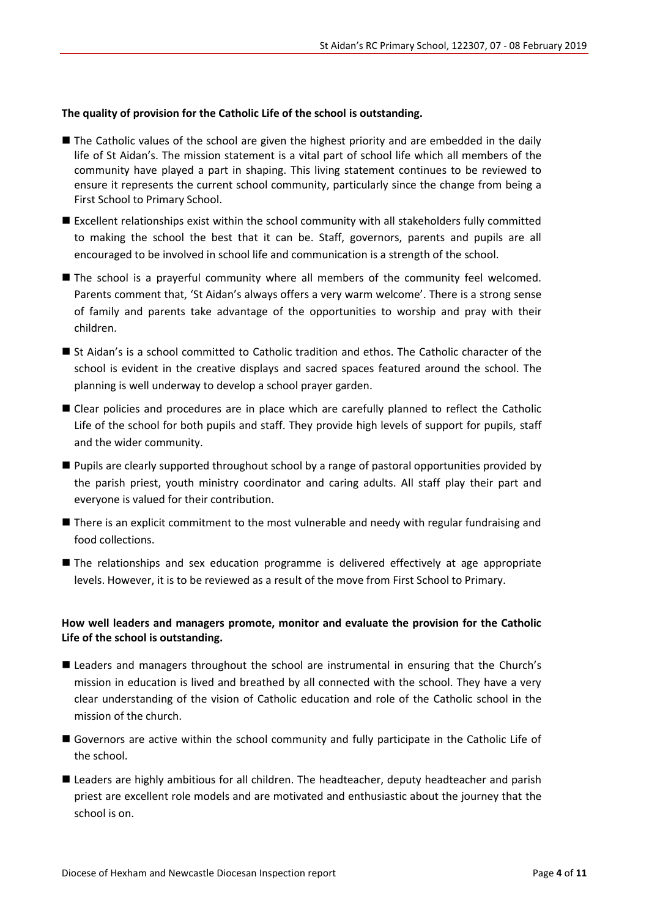**The quality of provision for the Catholic Life of the school is outstanding.**

- The Catholic values of the school are given the highest priority and are embedded in the daily life of St Aidan's. The mission statement is a vital part of school life which all members of the community have played a part in shaping. This living statement continues to be reviewed to ensure it represents the current school community, particularly since the change from being a First School to Primary School.
- Excellent relationships exist within the school community with all stakeholders fully committed to making the school the best that it can be. Staff, governors, parents and pupils are all encouraged to be involved in school life and communication is a strength of the school.
- The school is a prayerful community where all members of the community feel welcomed. Parents comment that, 'St Aidan's always offers a very warm welcome'. There is a strong sense of family and parents take advantage of the opportunities to worship and pray with their children.
- St Aidan's is a school committed to Catholic tradition and ethos. The Catholic character of the school is evident in the creative displays and sacred spaces featured around the school. The planning is well underway to develop a school prayer garden.
- Clear policies and procedures are in place which are carefully planned to reflect the Catholic Life of the school for both pupils and staff. They provide high levels of support for pupils, staff and the wider community.
- Pupils are clearly supported throughout school by a range of pastoral opportunities provided by the parish priest, youth ministry coordinator and caring adults. All staff play their part and everyone is valued for their contribution.
- There is an explicit commitment to the most vulnerable and needy with regular fundraising and food collections.
- The relationships and sex education programme is delivered effectively at age appropriate levels. However, it is to be reviewed as a result of the move from First School to Primary.

**How well leaders and managers promote, monitor and evaluate the provision for the Catholic Life of the school is outstanding.**

- Leaders and managers throughout the school are instrumental in ensuring that the Church's mission in education is lived and breathed by all connected with the school. They have a very clear understanding of the vision of Catholic education and role of the Catholic school in the mission of the church.
- Governors are active within the school community and fully participate in the Catholic Life of the school.
- Leaders are highly ambitious for all children. The headteacher, deputy headteacher and parish priest are excellent role models and are motivated and enthusiastic about the journey that the school is on.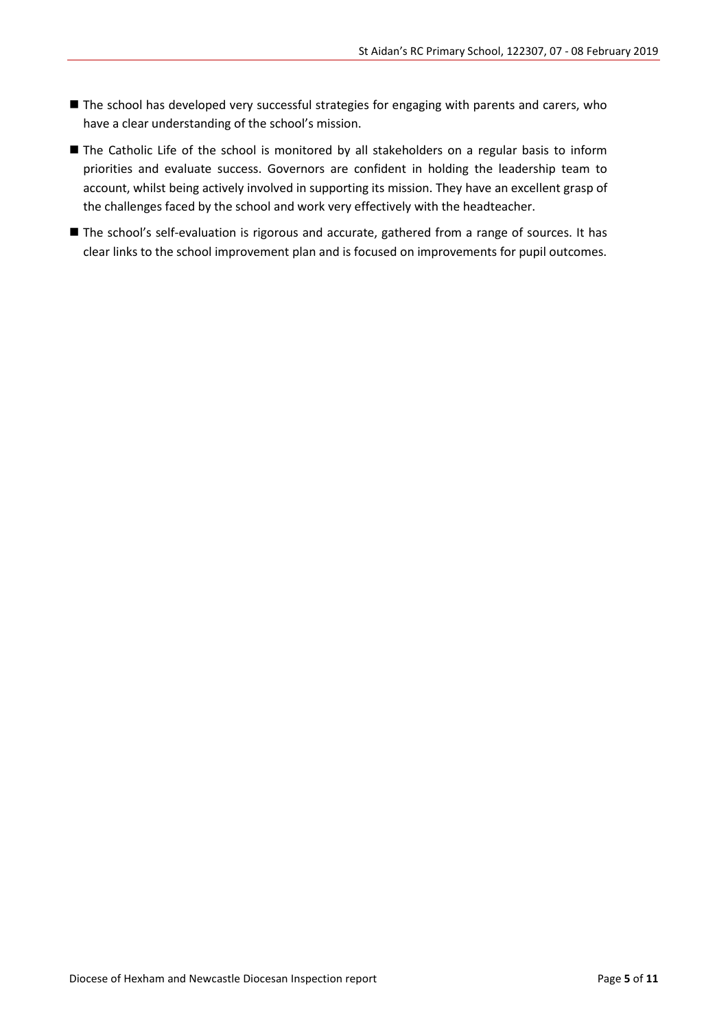- The school has developed very successful strategies for engaging with parents and carers, who have a clear understanding of the school's mission.
- The Catholic Life of the school is monitored by all stakeholders on a regular basis to inform priorities and evaluate success. Governors are confident in holding the leadership team to account, whilst being actively involved in supporting its mission. They have an excellent grasp of the challenges faced by the school and work very effectively with the headteacher.
- The school's self-evaluation is rigorous and accurate, gathered from a range of sources. It has clear links to the school improvement plan and is focused on improvements for pupil outcomes.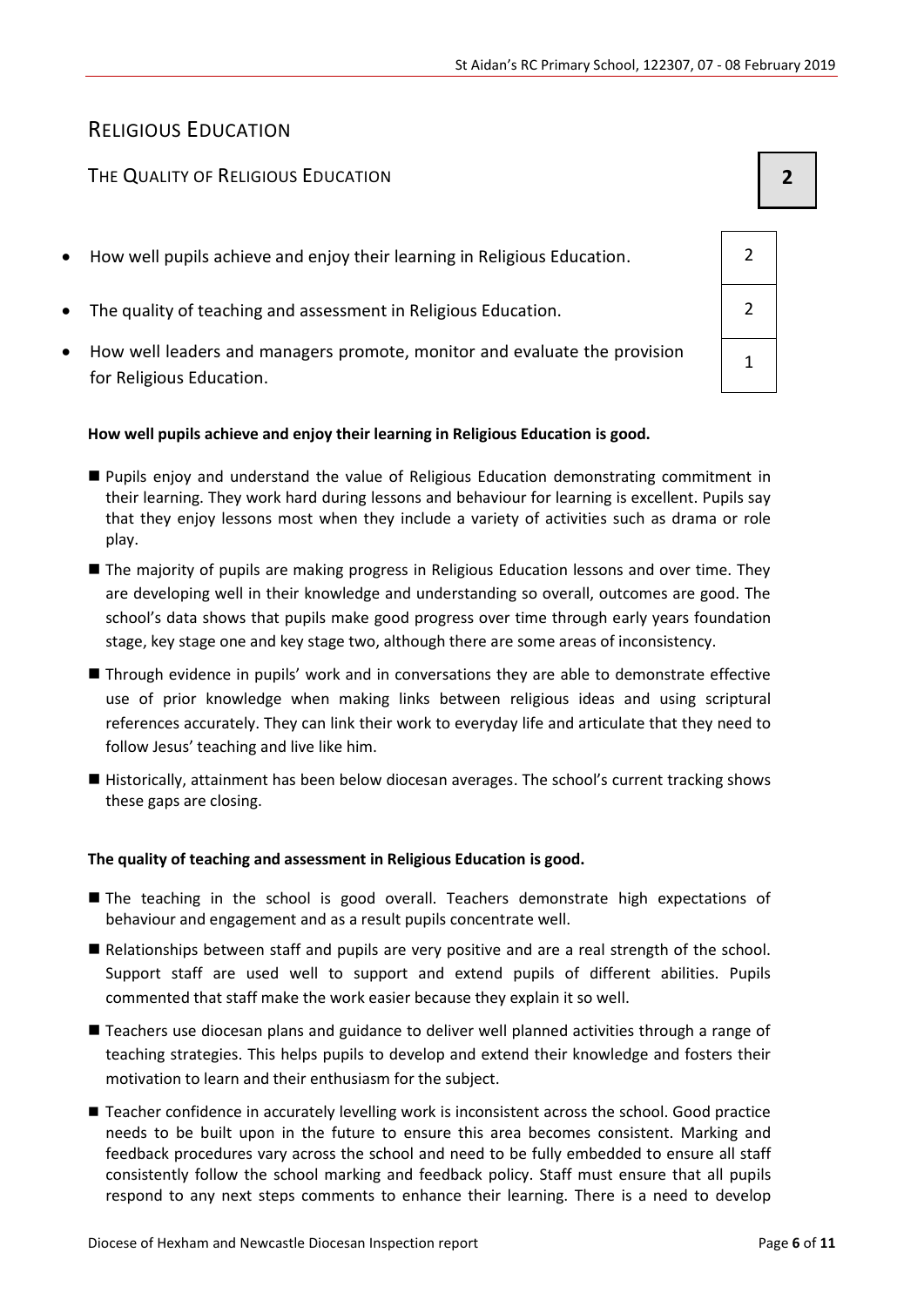# Religious Education

## The Quality of Religious Education

| | Grade |
|---|---|
| **The Quality of Religious Education** | **2** |
| How well pupils achieve and enjoy their learning in Religious Education. | 2 |
| The quality of teaching and assessment in Religious Education. | 2 |
| How well leaders and managers promote, monitor and evaluate the provision for Religious Education. | 1 |

**How well pupils achieve and enjoy their learning in Religious Education is good.**

- Pupils enjoy and understand the value of Religious Education demonstrating commitment in their learning. They work hard during lessons and behaviour for learning is excellent. Pupils say that they enjoy lessons most when they include a variety of activities such as drama or role play.
- The majority of pupils are making progress in Religious Education lessons and over time. They are developing well in their knowledge and understanding so overall, outcomes are good. The school's data shows that pupils make good progress over time through early years foundation stage, key stage one and key stage two, although there are some areas of inconsistency.
- Through evidence in pupils' work and in conversations they are able to demonstrate effective use of prior knowledge when making links between religious ideas and using scriptural references accurately. They can link their work to everyday life and articulate that they need to follow Jesus' teaching and live like him.
- Historically, attainment has been below diocesan averages. The school's current tracking shows these gaps are closing.

**The quality of teaching and assessment in Religious Education is good.**

- The teaching in the school is good overall. Teachers demonstrate high expectations of behaviour and engagement and as a result pupils concentrate well.
- Relationships between staff and pupils are very positive and are a real strength of the school. Support staff are used well to support and extend pupils of different abilities. Pupils commented that staff make the work easier because they explain it so well.
- Teachers use diocesan plans and guidance to deliver well planned activities through a range of teaching strategies. This helps pupils to develop and extend their knowledge and fosters their motivation to learn and their enthusiasm for the subject.
- Teacher confidence in accurately levelling work is inconsistent across the school. Good practice needs to be built upon in the future to ensure this area becomes consistent. Marking and feedback procedures vary across the school and need to be fully embedded to ensure all staff consistently follow the school marking and feedback policy. Staff must ensure that all pupils respond to any next steps comments to enhance their learning. There is a need to develop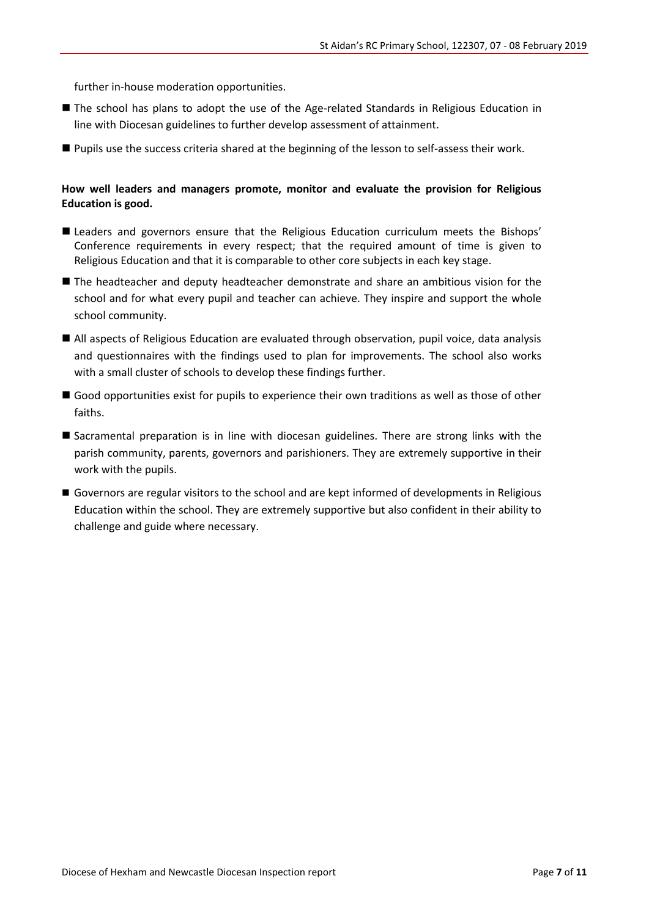further in-house moderation opportunities.

- The school has plans to adopt the use of the Age-related Standards in Religious Education in line with Diocesan guidelines to further develop assessment of attainment.
- Pupils use the success criteria shared at the beginning of the lesson to self-assess their work.

**How well leaders and managers promote, monitor and evaluate the provision for Religious Education is good.**

- Leaders and governors ensure that the Religious Education curriculum meets the Bishops' Conference requirements in every respect; that the required amount of time is given to Religious Education and that it is comparable to other core subjects in each key stage.
- The headteacher and deputy headteacher demonstrate and share an ambitious vision for the school and for what every pupil and teacher can achieve. They inspire and support the whole school community.
- All aspects of Religious Education are evaluated through observation, pupil voice, data analysis and questionnaires with the findings used to plan for improvements. The school also works with a small cluster of schools to develop these findings further.
- Good opportunities exist for pupils to experience their own traditions as well as those of other faiths.
- Sacramental preparation is in line with diocesan guidelines. There are strong links with the parish community, parents, governors and parishioners. They are extremely supportive in their work with the pupils.
- Governors are regular visitors to the school and are kept informed of developments in Religious Education within the school. They are extremely supportive but also confident in their ability to challenge and guide where necessary.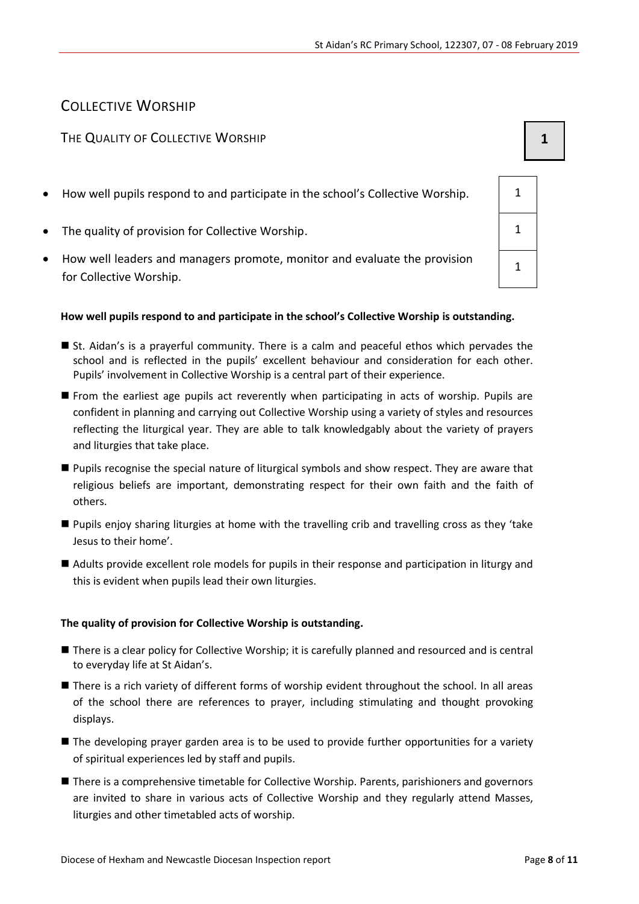## Collective Worship

### The Quality of Collective Worship **1**

| | |
|---|---|
| How well pupils respond to and participate in the school's Collective Worship. | 1 |
| The quality of provision for Collective Worship. | 1 |
| How well leaders and managers promote, monitor and evaluate the provision for Collective Worship. | 1 |

**How well pupils respond to and participate in the school's Collective Worship is outstanding.**

- St. Aidan's is a prayerful community. There is a calm and peaceful ethos which pervades the school and is reflected in the pupils' excellent behaviour and consideration for each other. Pupils' involvement in Collective Worship is a central part of their experience.
- From the earliest age pupils act reverently when participating in acts of worship. Pupils are confident in planning and carrying out Collective Worship using a variety of styles and resources reflecting the liturgical year. They are able to talk knowledgably about the variety of prayers and liturgies that take place.
- Pupils recognise the special nature of liturgical symbols and show respect. They are aware that religious beliefs are important, demonstrating respect for their own faith and the faith of others.
- Pupils enjoy sharing liturgies at home with the travelling crib and travelling cross as they 'take Jesus to their home'.
- Adults provide excellent role models for pupils in their response and participation in liturgy and this is evident when pupils lead their own liturgies.

**The quality of provision for Collective Worship is outstanding.**

- There is a clear policy for Collective Worship; it is carefully planned and resourced and is central to everyday life at St Aidan's.
- There is a rich variety of different forms of worship evident throughout the school. In all areas of the school there are references to prayer, including stimulating and thought provoking displays.
- The developing prayer garden area is to be used to provide further opportunities for a variety of spiritual experiences led by staff and pupils.
- There is a comprehensive timetable for Collective Worship. Parents, parishioners and governors are invited to share in various acts of Collective Worship and they regularly attend Masses, liturgies and other timetabled acts of worship.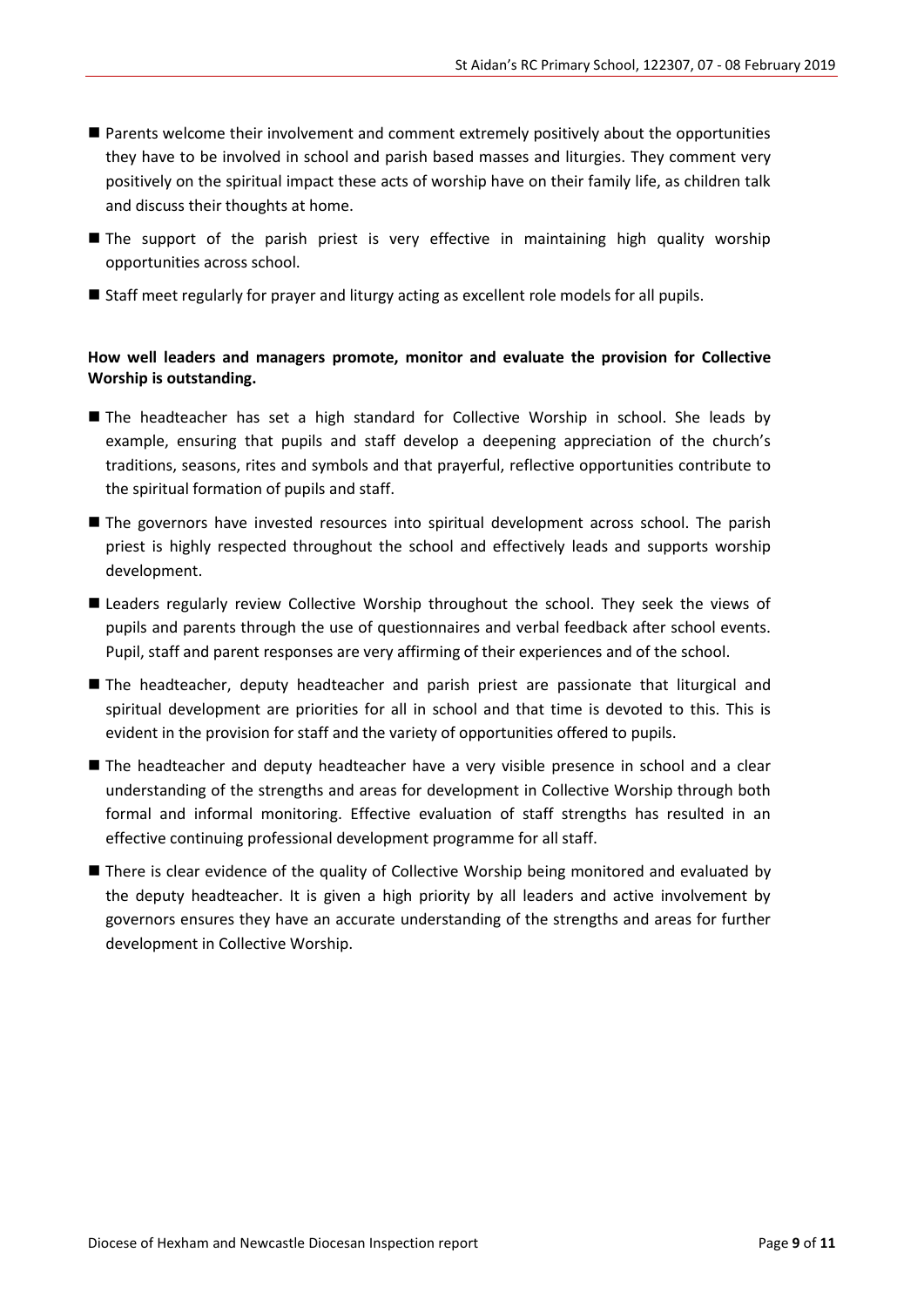- Parents welcome their involvement and comment extremely positively about the opportunities they have to be involved in school and parish based masses and liturgies. They comment very positively on the spiritual impact these acts of worship have on their family life, as children talk and discuss their thoughts at home.
- The support of the parish priest is very effective in maintaining high quality worship opportunities across school.
- Staff meet regularly for prayer and liturgy acting as excellent role models for all pupils.

**How well leaders and managers promote, monitor and evaluate the provision for Collective Worship is outstanding.**

- The headteacher has set a high standard for Collective Worship in school. She leads by example, ensuring that pupils and staff develop a deepening appreciation of the church's traditions, seasons, rites and symbols and that prayerful, reflective opportunities contribute to the spiritual formation of pupils and staff.
- The governors have invested resources into spiritual development across school. The parish priest is highly respected throughout the school and effectively leads and supports worship development.
- Leaders regularly review Collective Worship throughout the school. They seek the views of pupils and parents through the use of questionnaires and verbal feedback after school events. Pupil, staff and parent responses are very affirming of their experiences and of the school.
- The headteacher, deputy headteacher and parish priest are passionate that liturgical and spiritual development are priorities for all in school and that time is devoted to this. This is evident in the provision for staff and the variety of opportunities offered to pupils.
- The headteacher and deputy headteacher have a very visible presence in school and a clear understanding of the strengths and areas for development in Collective Worship through both formal and informal monitoring. Effective evaluation of staff strengths has resulted in an effective continuing professional development programme for all staff.
- There is clear evidence of the quality of Collective Worship being monitored and evaluated by the deputy headteacher. It is given a high priority by all leaders and active involvement by governors ensures they have an accurate understanding of the strengths and areas for further development in Collective Worship.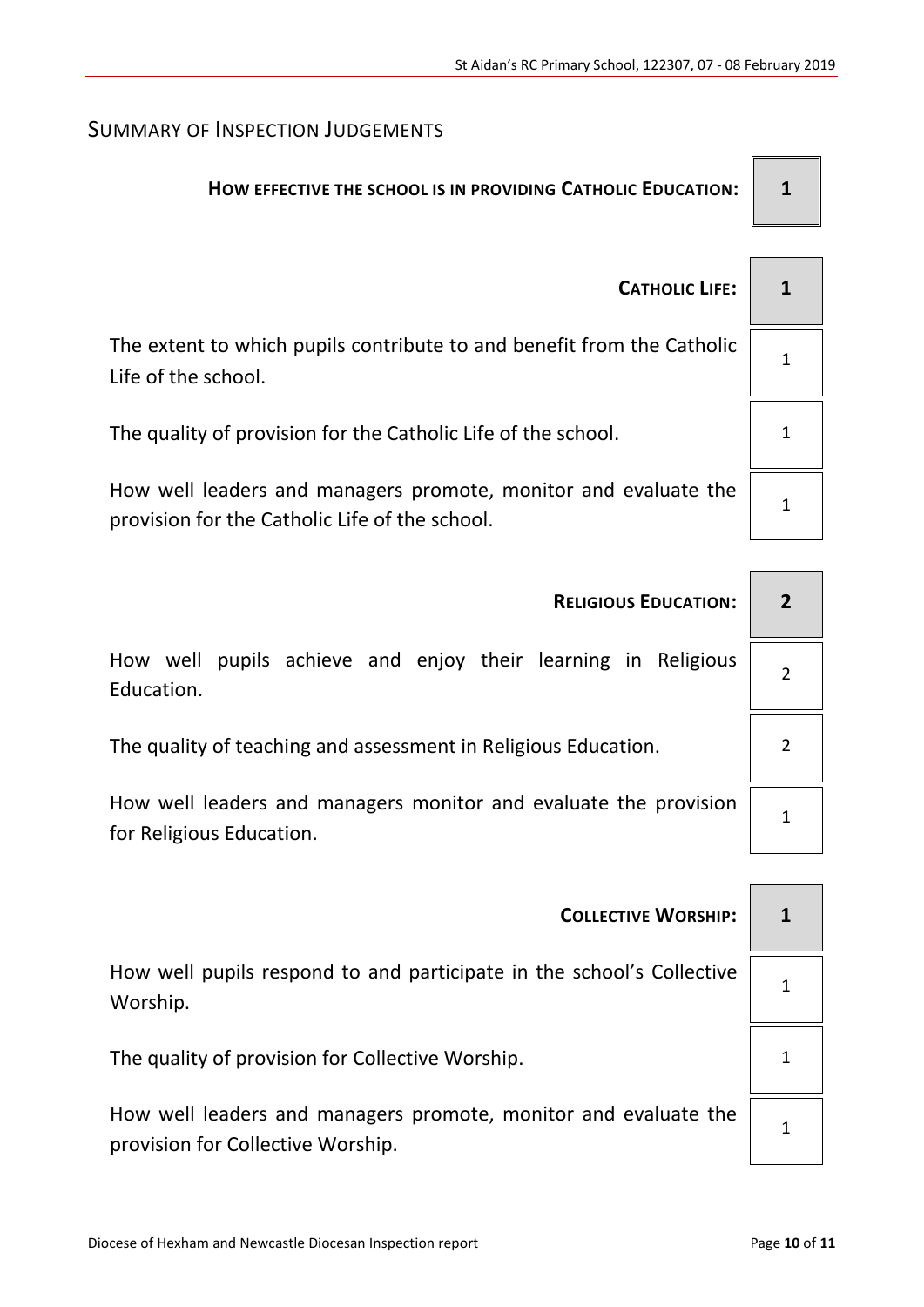## Summary of Inspection Judgements

| | |
|---|---|
| **How effective the school is in providing Catholic Education:** | **1** |
| **Catholic Life:** | **1** |
| The extent to which pupils contribute to and benefit from the Catholic Life of the school. | 1 |
| The quality of provision for the Catholic Life of the school. | 1 |
| How well leaders and managers promote, monitor and evaluate the provision for the Catholic Life of the school. | 1 |
| **Religious Education:** | **2** |
| How well pupils achieve and enjoy their learning in Religious Education. | 2 |
| The quality of teaching and assessment in Religious Education. | 2 |
| How well leaders and managers monitor and evaluate the provision for Religious Education. | 1 |
| **Collective Worship:** | **1** |
| How well pupils respond to and participate in the school's Collective Worship. | 1 |
| The quality of provision for Collective Worship. | 1 |
| How well leaders and managers promote, monitor and evaluate the provision for Collective Worship. | 1 |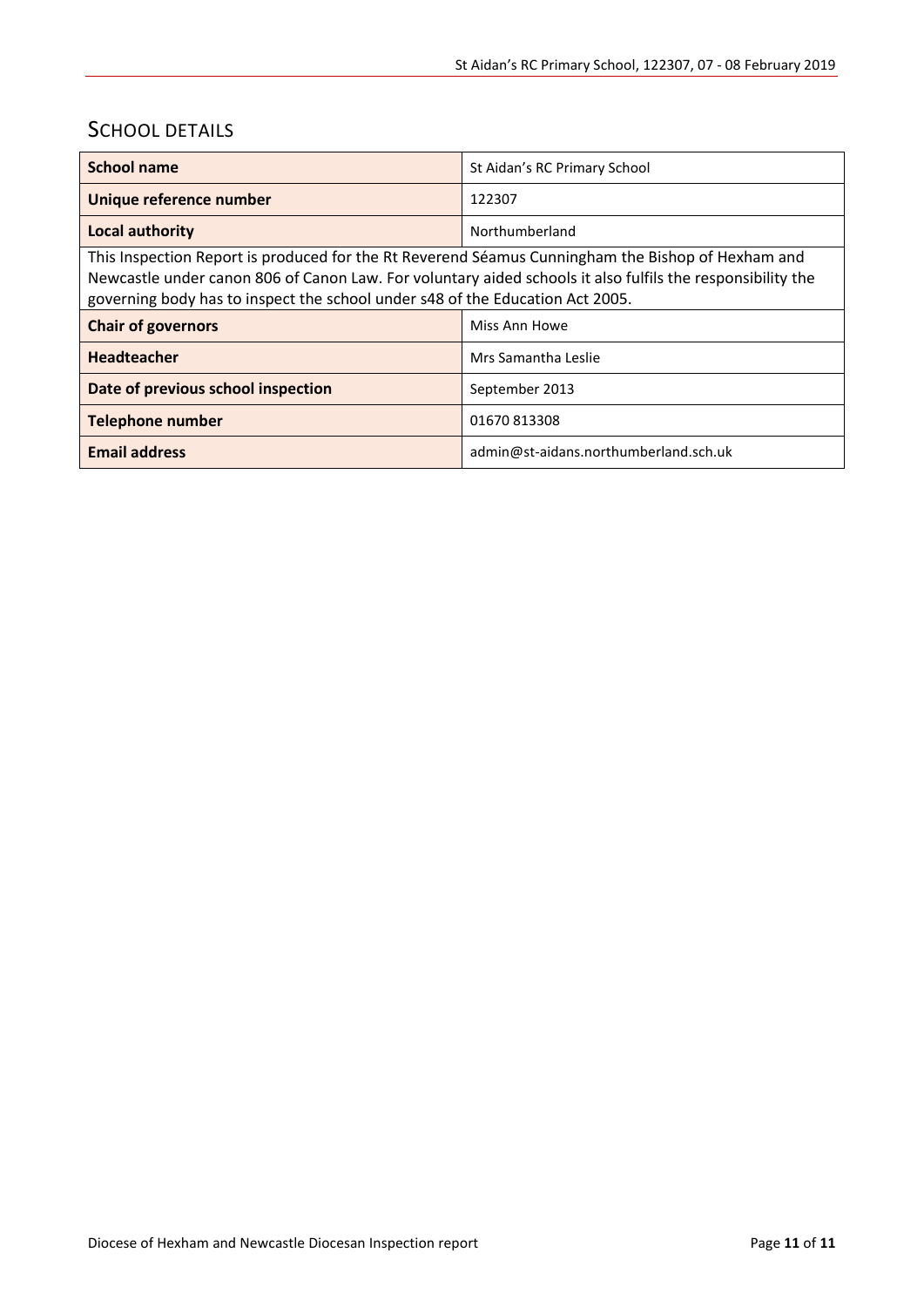## SCHOOL DETAILS

| | |
|---|---|
| **School name** | St Aidan's RC Primary School |
| **Unique reference number** | 122307 |
| **Local authority** | Northumberland |
| This Inspection Report is produced for the Rt Reverend Séamus Cunningham the Bishop of Hexham and Newcastle under canon 806 of Canon Law. For voluntary aided schools it also fulfils the responsibility the governing body has to inspect the school under s48 of the Education Act 2005. | |
| **Chair of governors** | Miss Ann Howe |
| **Headteacher** | Mrs Samantha Leslie |
| **Date of previous school inspection** | September 2013 |
| **Telephone number** | 01670 813308 |
| **Email address** | admin@st-aidans.northumberland.sch.uk |